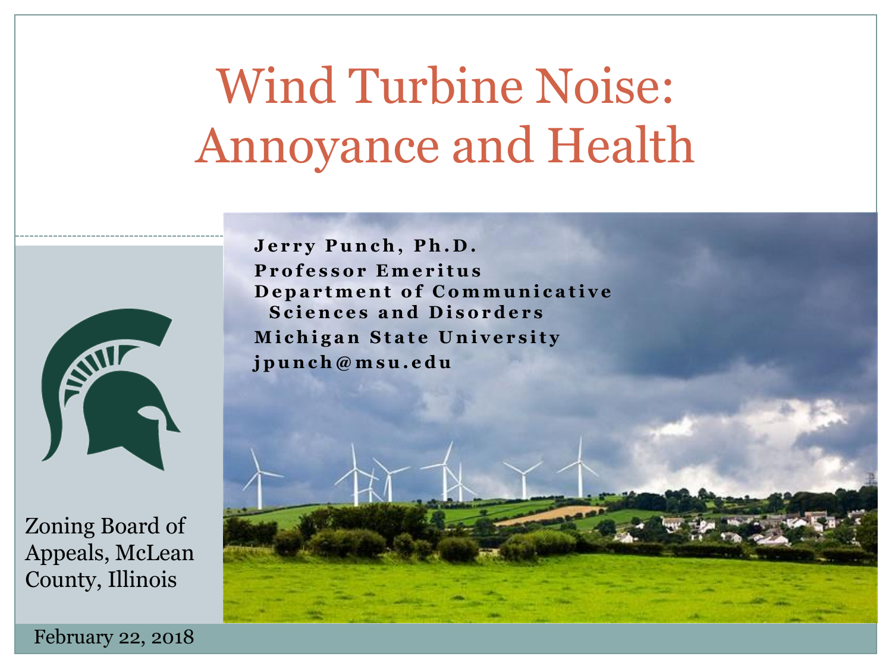# Wind Turbine Noise: Annoyance and Health

**Jerry Punch, Ph.D.**
**Professor Emeritus**
**Department of Communicative Sciences and Disorders**
**Michigan State University**
**jpunch@msu.edu**

Zoning Board of Appeals, McLean County, Illinois

February 22, 2018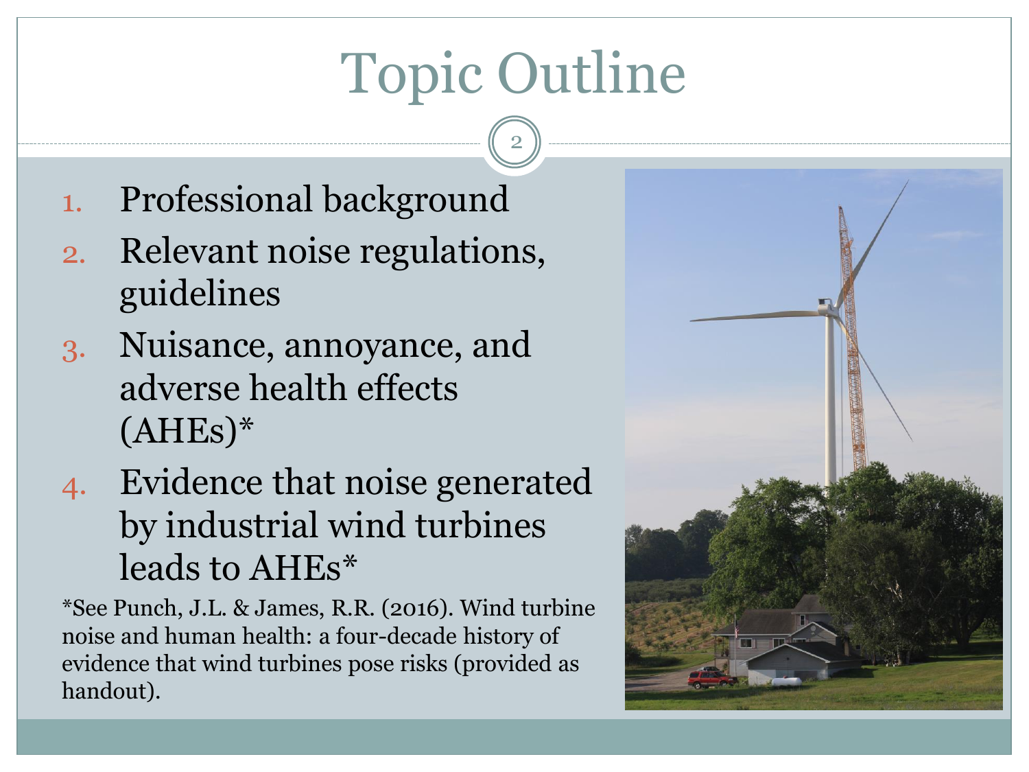# Topic Outline

1. Professional background
2. Relevant noise regulations, guidelines
3. Nuisance, annoyance, and adverse health effects (AHEs)*
4. Evidence that noise generated by industrial wind turbines leads to AHEs*

*See Punch, J.L. & James, R.R. (2016). Wind turbine noise and human health: a four-decade history of evidence that wind turbines pose risks (provided as handout).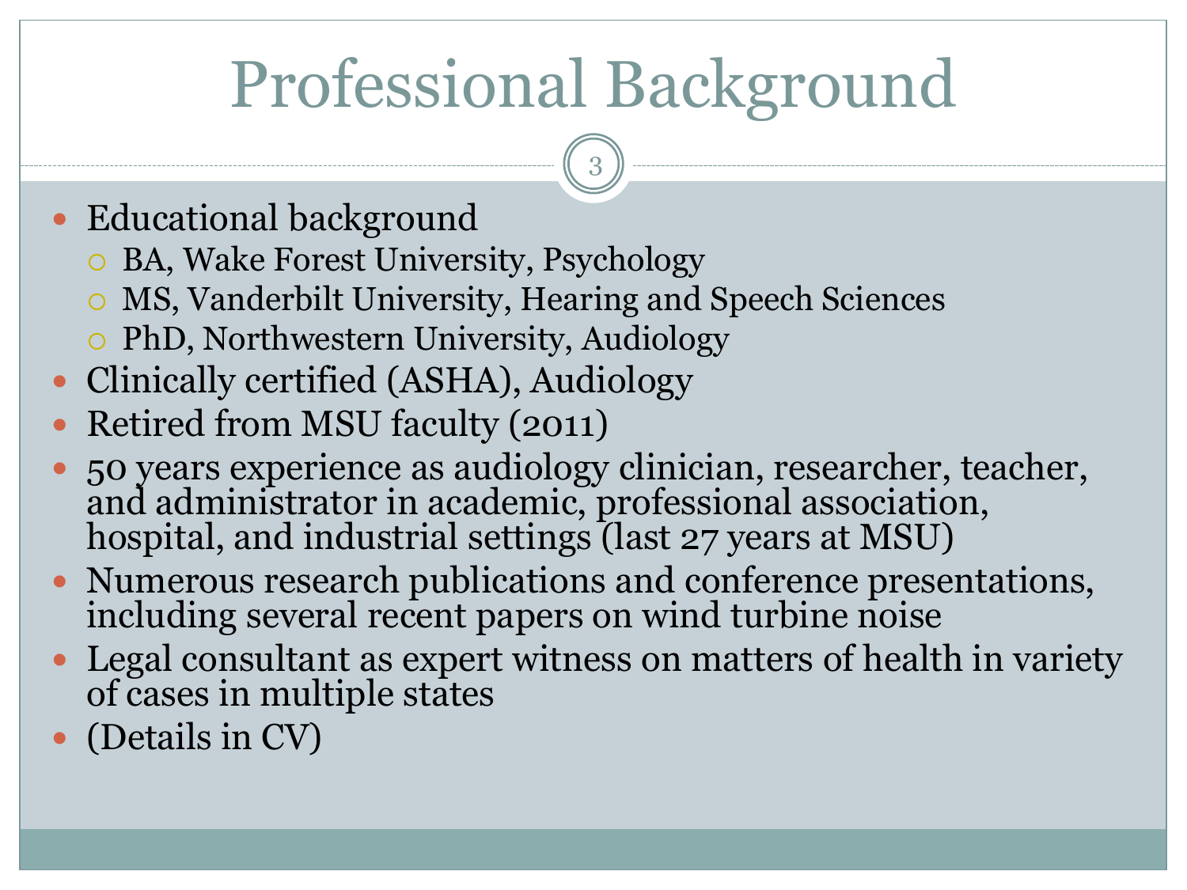# Professional Background

- Educational background
  - BA, Wake Forest University, Psychology
  - MS, Vanderbilt University, Hearing and Speech Sciences
  - PhD, Northwestern University, Audiology
- Clinically certified (ASHA), Audiology
- Retired from MSU faculty (2011)
- 50 years experience as audiology clinician, researcher, teacher, and administrator in academic, professional association, hospital, and industrial settings (last 27 years at MSU)
- Numerous research publications and conference presentations, including several recent papers on wind turbine noise
- Legal consultant as expert witness on matters of health in variety of cases in multiple states
- (Details in CV)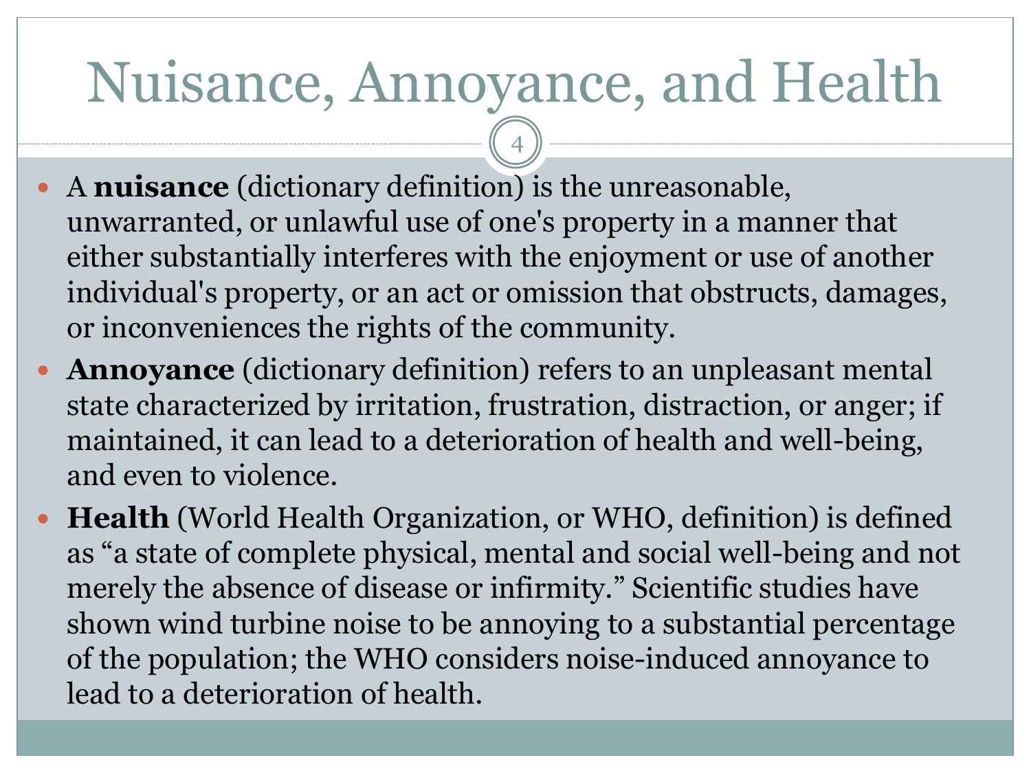# Nuisance, Annoyance, and Health

- A **nuisance** (dictionary definition) is the unreasonable, unwarranted, or unlawful use of one's property in a manner that either substantially interferes with the enjoyment or use of another individual's property, or an act or omission that obstructs, damages, or inconveniences the rights of the community.
- **Annoyance** (dictionary definition) refers to an unpleasant mental state characterized by irritation, frustration, distraction, or anger; if maintained, it can lead to a deterioration of health and well-being, and even to violence.
- **Health** (World Health Organization, or WHO, definition) is defined as "a state of complete physical, mental and social well-being and not merely the absence of disease or infirmity." Scientific studies have shown wind turbine noise to be annoying to a substantial percentage of the population; the WHO considers noise-induced annoyance to lead to a deterioration of health.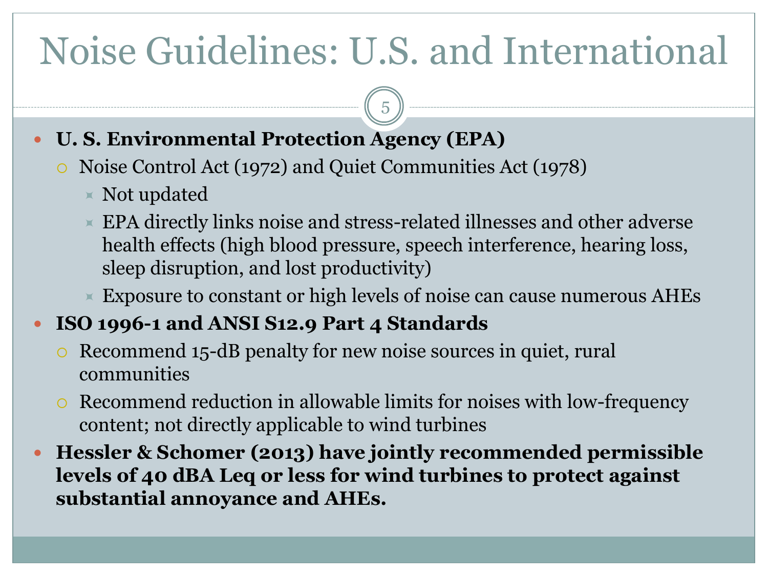# Noise Guidelines: U.S. and International

- **U. S. Environmental Protection Agency (EPA)**
  - Noise Control Act (1972) and Quiet Communities Act (1978)
    - Not updated
    - EPA directly links noise and stress-related illnesses and other adverse health effects (high blood pressure, speech interference, hearing loss, sleep disruption, and lost productivity)
    - Exposure to constant or high levels of noise can cause numerous AHEs
- **ISO 1996-1 and ANSI S12.9 Part 4 Standards**
  - Recommend 15-dB penalty for new noise sources in quiet, rural communities
  - Recommend reduction in allowable limits for noises with low-frequency content; not directly applicable to wind turbines
- **Hessler & Schomer (2013) have jointly recommended permissible levels of 40 dBA Leq or less for wind turbines to protect against substantial annoyance and AHEs.**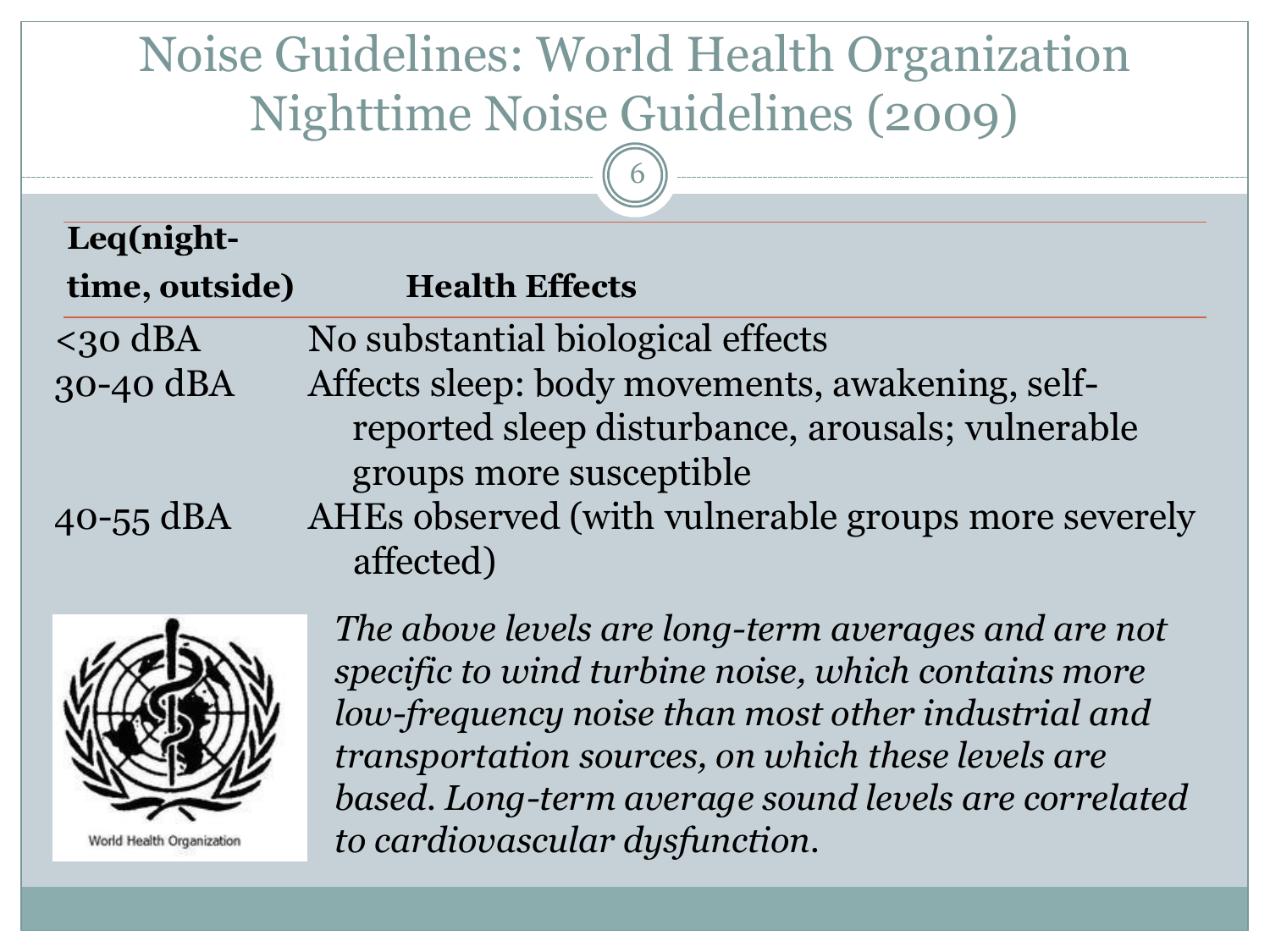# Noise Guidelines: World Health Organization Nighttime Noise Guidelines (2009)

| Leq(night-time, outside) | Health Effects |
|---|---|
| <30 dBA | No substantial biological effects |
| 30-40 dBA | Affects sleep: body movements, awakening, self-reported sleep disturbance, arousals; vulnerable groups more susceptible |
| 40-55 dBA | AHEs observed (with vulnerable groups more severely affected) |

*The above levels are long-term averages and are not specific to wind turbine noise, which contains more low-frequency noise than most other industrial and transportation sources, on which these levels are based. Long-term average sound levels are correlated to cardiovascular dysfunction.*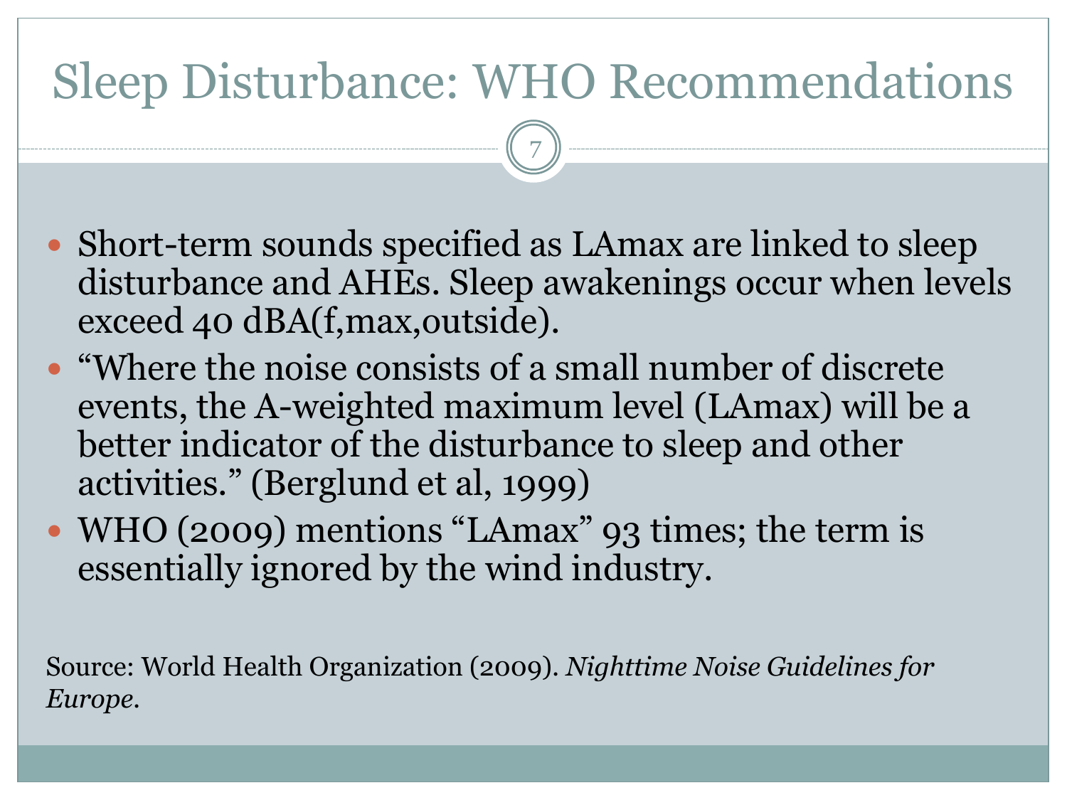# Sleep Disturbance: WHO Recommendations

- Short-term sounds specified as LAmax are linked to sleep disturbance and AHEs. Sleep awakenings occur when levels exceed 40 dBA(f,max,outside).
- "Where the noise consists of a small number of discrete events, the A-weighted maximum level (LAmax) will be a better indicator of the disturbance to sleep and other activities." (Berglund et al, 1999)
- WHO (2009) mentions "LAmax" 93 times; the term is essentially ignored by the wind industry.

Source: World Health Organization (2009). *Nighttime Noise Guidelines for Europe*.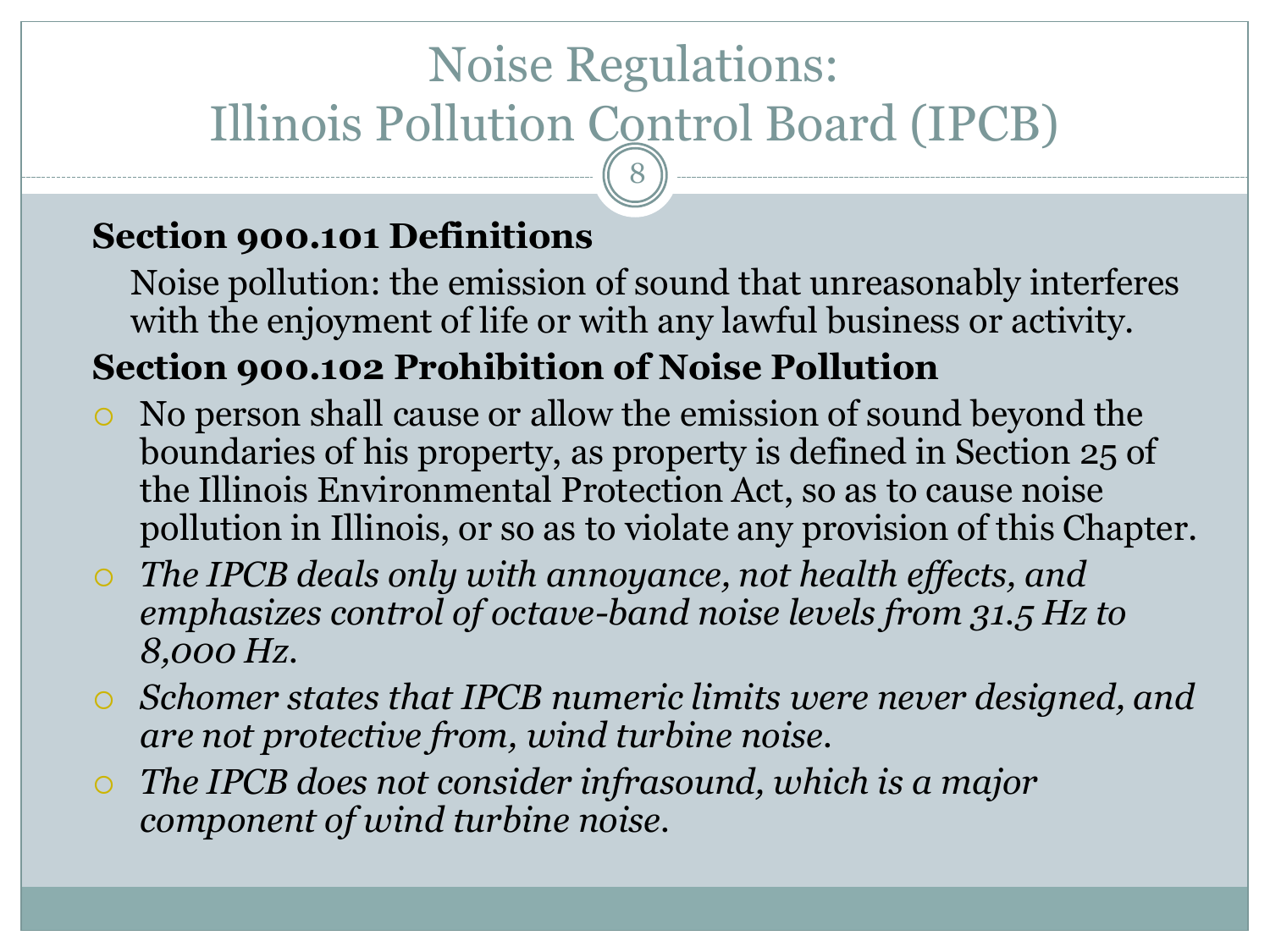# Noise Regulations: Illinois Pollution Control Board (IPCB)

**Section 900.101 Definitions**

Noise pollution: the emission of sound that unreasonably interferes with the enjoyment of life or with any lawful business or activity.

**Section 900.102 Prohibition of Noise Pollution**

- No person shall cause or allow the emission of sound beyond the boundaries of his property, as property is defined in Section 25 of the Illinois Environmental Protection Act, so as to cause noise pollution in Illinois, or so as to violate any provision of this Chapter.
- *The IPCB deals only with annoyance, not health effects, and emphasizes control of octave-band noise levels from 31.5 Hz to 8,000 Hz.*
- *Schomer states that IPCB numeric limits were never designed, and are not protective from, wind turbine noise.*
- *The IPCB does not consider infrasound, which is a major component of wind turbine noise.*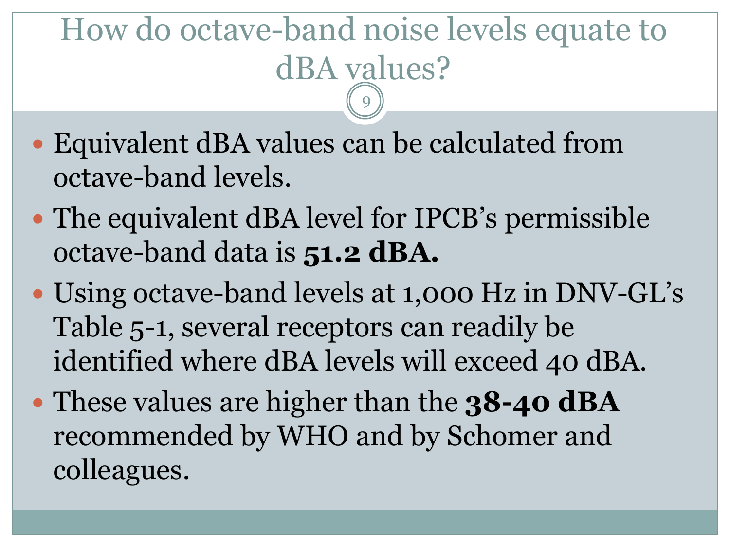# How do octave-band noise levels equate to dBA values?

- Equivalent dBA values can be calculated from octave-band levels.
- The equivalent dBA level for IPCB's permissible octave-band data is **51.2 dBA.**
- Using octave-band levels at 1,000 Hz in DNV-GL's Table 5-1, several receptors can readily be identified where dBA levels will exceed 40 dBA.
- These values are higher than the **38-40 dBA** recommended by WHO and by Schomer and colleagues.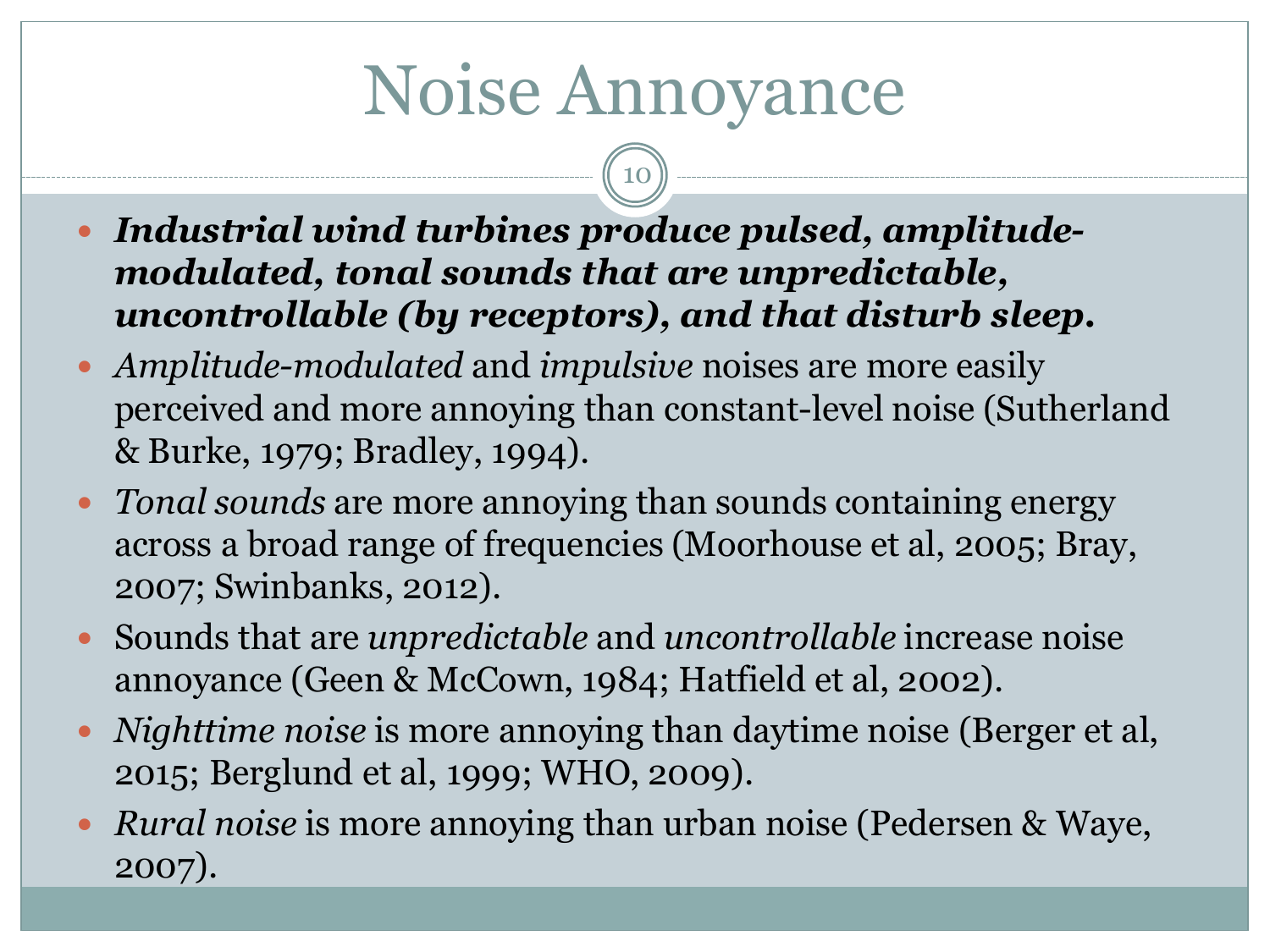# Noise Annoyance

- ***Industrial wind turbines produce pulsed, amplitude-modulated, tonal sounds that are unpredictable, uncontrollable (by receptors), and that disturb sleep.***
- *Amplitude-modulated* and *impulsive* noises are more easily perceived and more annoying than constant-level noise (Sutherland & Burke, 1979; Bradley, 1994).
- *Tonal sounds* are more annoying than sounds containing energy across a broad range of frequencies (Moorhouse et al, 2005; Bray, 2007; Swinbanks, 2012).
- Sounds that are *unpredictable* and *uncontrollable* increase noise annoyance (Geen & McCown, 1984; Hatfield et al, 2002).
- *Nighttime noise* is more annoying than daytime noise (Berger et al, 2015; Berglund et al, 1999; WHO, 2009).
- *Rural noise* is more annoying than urban noise (Pedersen & Waye, 2007).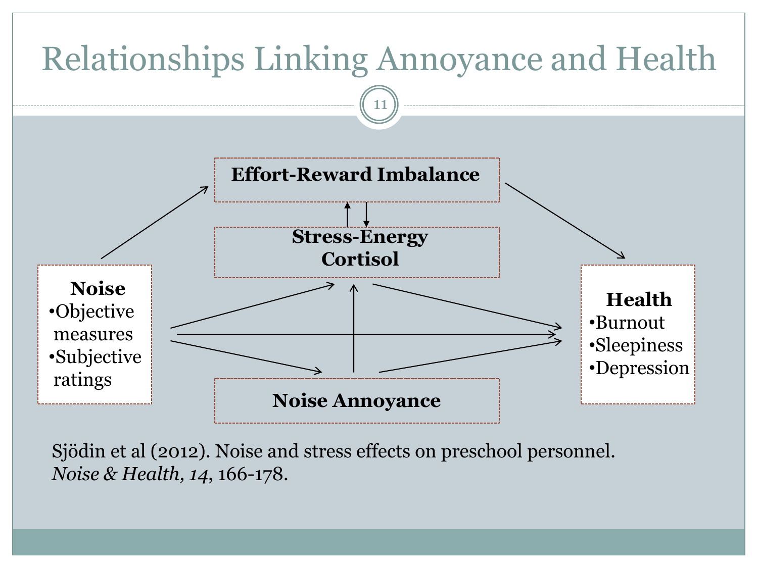# Relationships Linking Annoyance and Health

**Effort-Reward Imbalance**

**Stress-Energy Cortisol**

**Noise**
- Objective measures
- Subjective ratings

**Noise Annoyance**

**Health**
- Burnout
- Sleepiness
- Depression

Sjödin et al (2012). Noise and stress effects on preschool personnel. *Noise & Health, 14*, 166-178.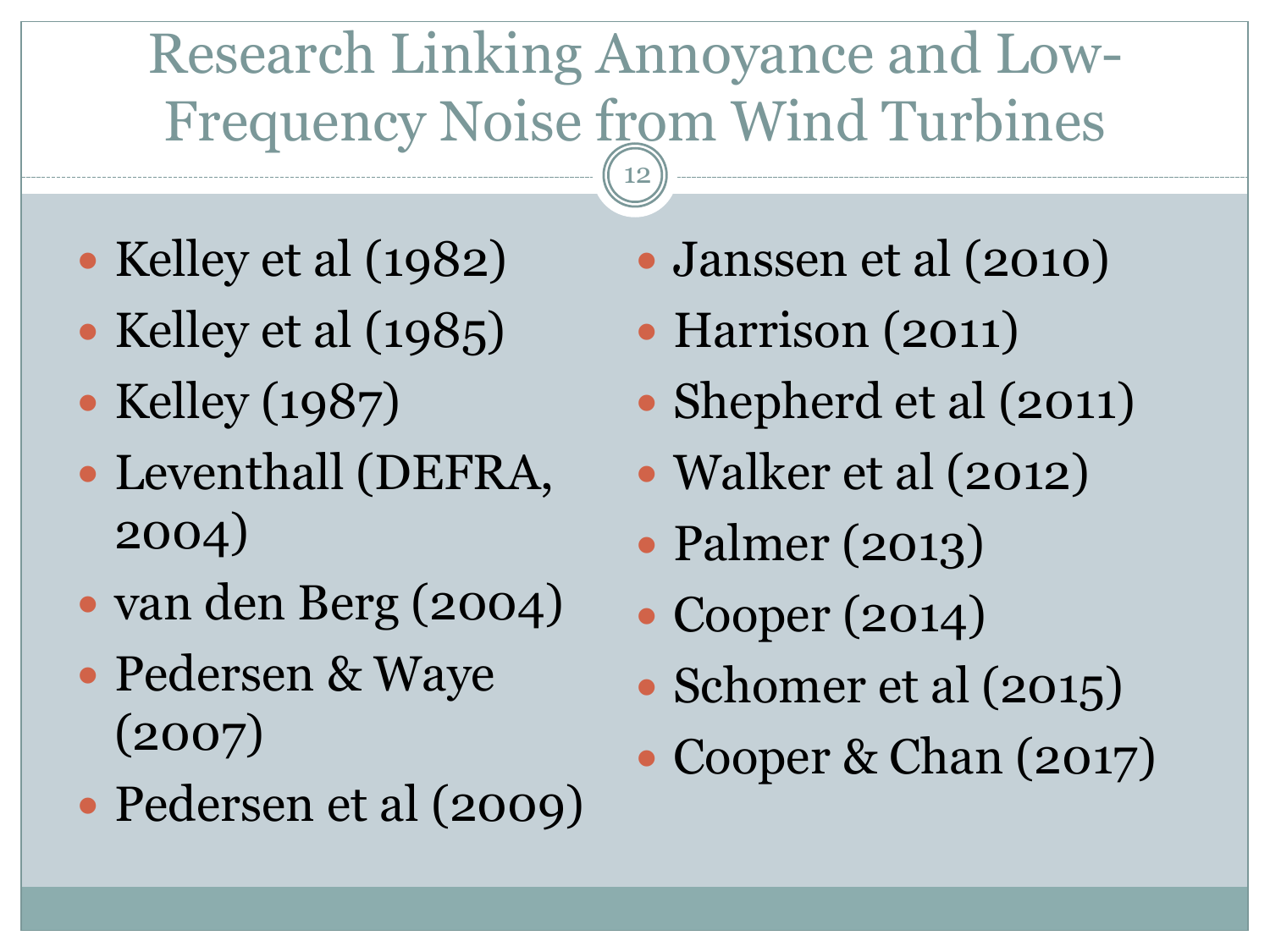# Research Linking Annoyance and Low-Frequency Noise from Wind Turbines

- Kelley et al (1982)
- Kelley et al (1985)
- Kelley (1987)
- Leventhall (DEFRA, 2004)
- van den Berg (2004)
- Pedersen & Waye (2007)
- Pedersen et al (2009)
- Janssen et al (2010)
- Harrison (2011)
- Shepherd et al (2011)
- Walker et al (2012)
- Palmer (2013)
- Cooper (2014)
- Schomer et al (2015)
- Cooper & Chan (2017)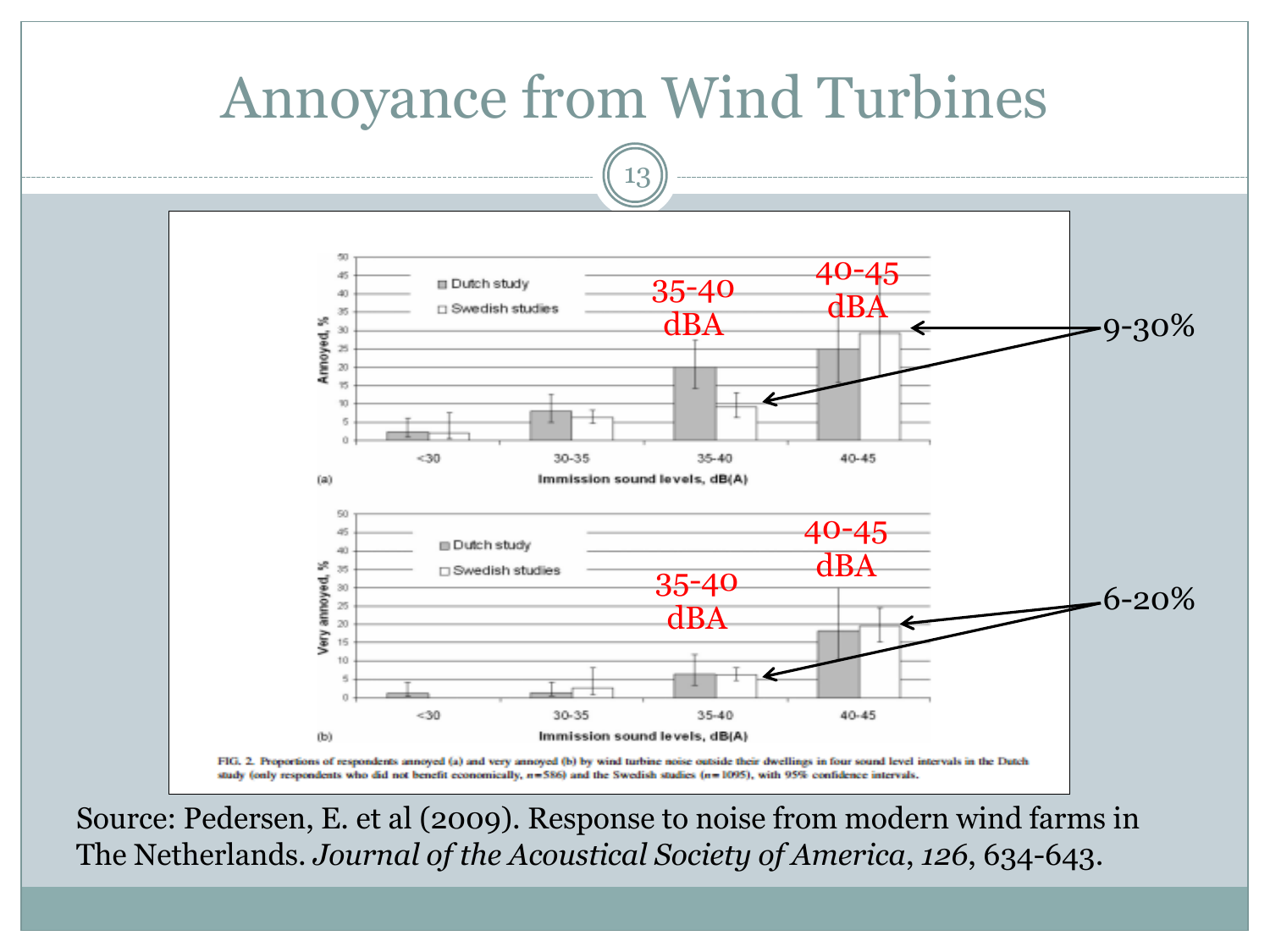# Annoyance from Wind Turbines

35-40 dBA

40-45 dBA

9-30%

35-40 dBA

40-45 dBA

6-20%

FIG. 2. Proportions of respondents annoyed (a) and very annoyed (b) by wind turbine noise outside their dwellings in four sound level intervals in the Dutch study (only respondents who did not benefit economically, n=586) and the Swedish studies (n=1095), with 95% confidence intervals.

Source: Pedersen, E. et al (2009). Response to noise from modern wind farms in The Netherlands. *Journal of the Acoustical Society of America*, *126*, 634-643.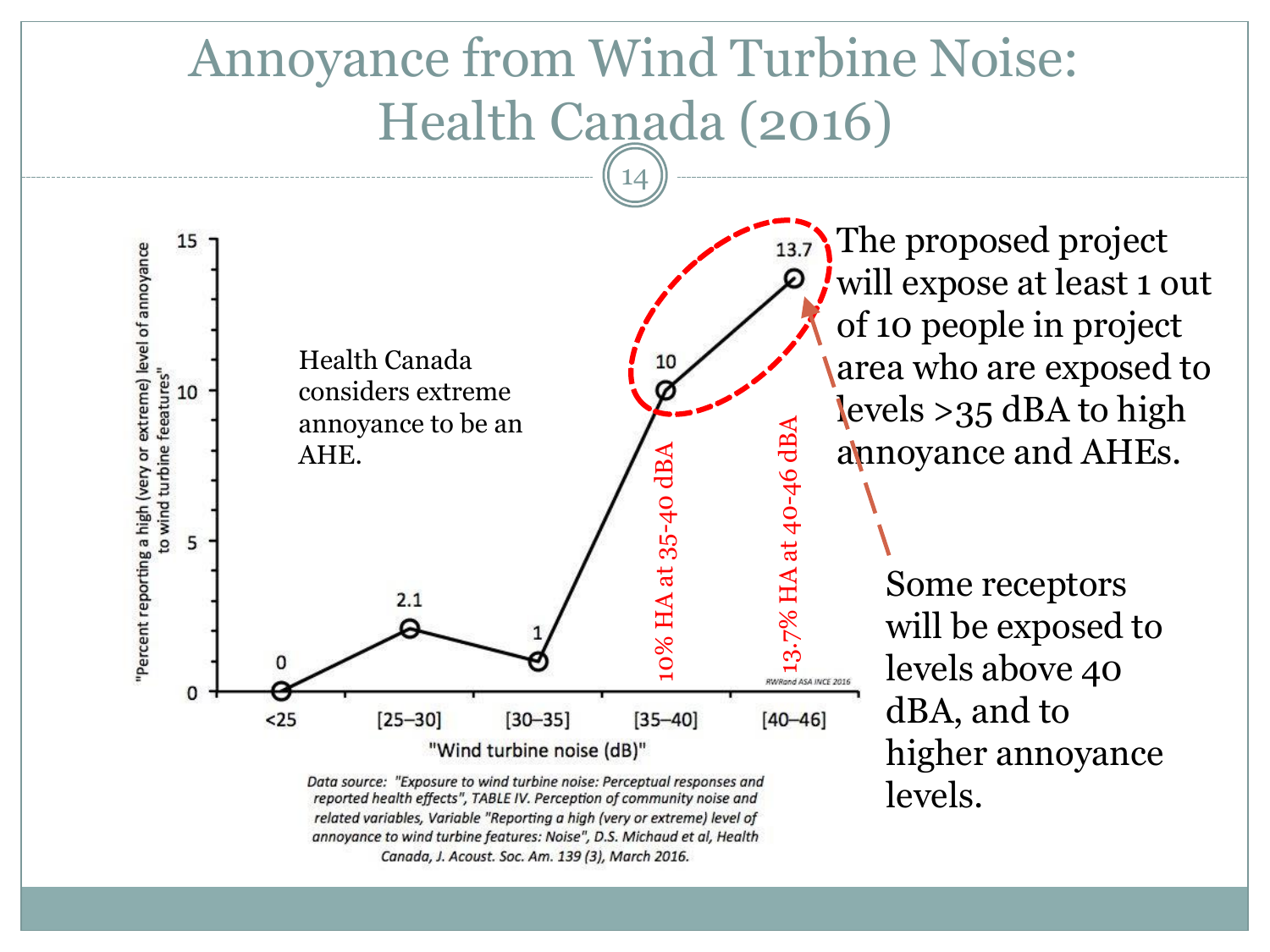# Annoyance from Wind Turbine Noise: Health Canada (2016)

| "Wind turbine noise (dB)" | "Percent reporting a high (very or extreme) level of annoyance to wind turbine feeatures" |
| --- | --- |
| <25 | 0 |
| [25–30] | 2.1 |
| [30–35] | 1 |
| [35–40] | 10 |
| [40–46] | 13.7 |

10% HA at 35-40 dBA

13.7% HA at 40-46 dBA

RWRand ASA INCE 2016

Health Canada considers extreme annoyance to be an AHE.

*Data source: "Exposure to wind turbine noise: Perceptual responses and reported health effects", TABLE IV. Perception of community noise and related variables, Variable "Reporting a high (very or extreme) level of annoyance to wind turbine features: Noise", D.S. Michaud et al, Health Canada, J. Acoust. Soc. Am. 139 (3), March 2016.*

The proposed project will expose at least 1 out of 10 people in project area who are exposed to levels >35 dBA to high annoyance and AHEs.

Some receptors will be exposed to levels above 40 dBA, and to higher annoyance levels.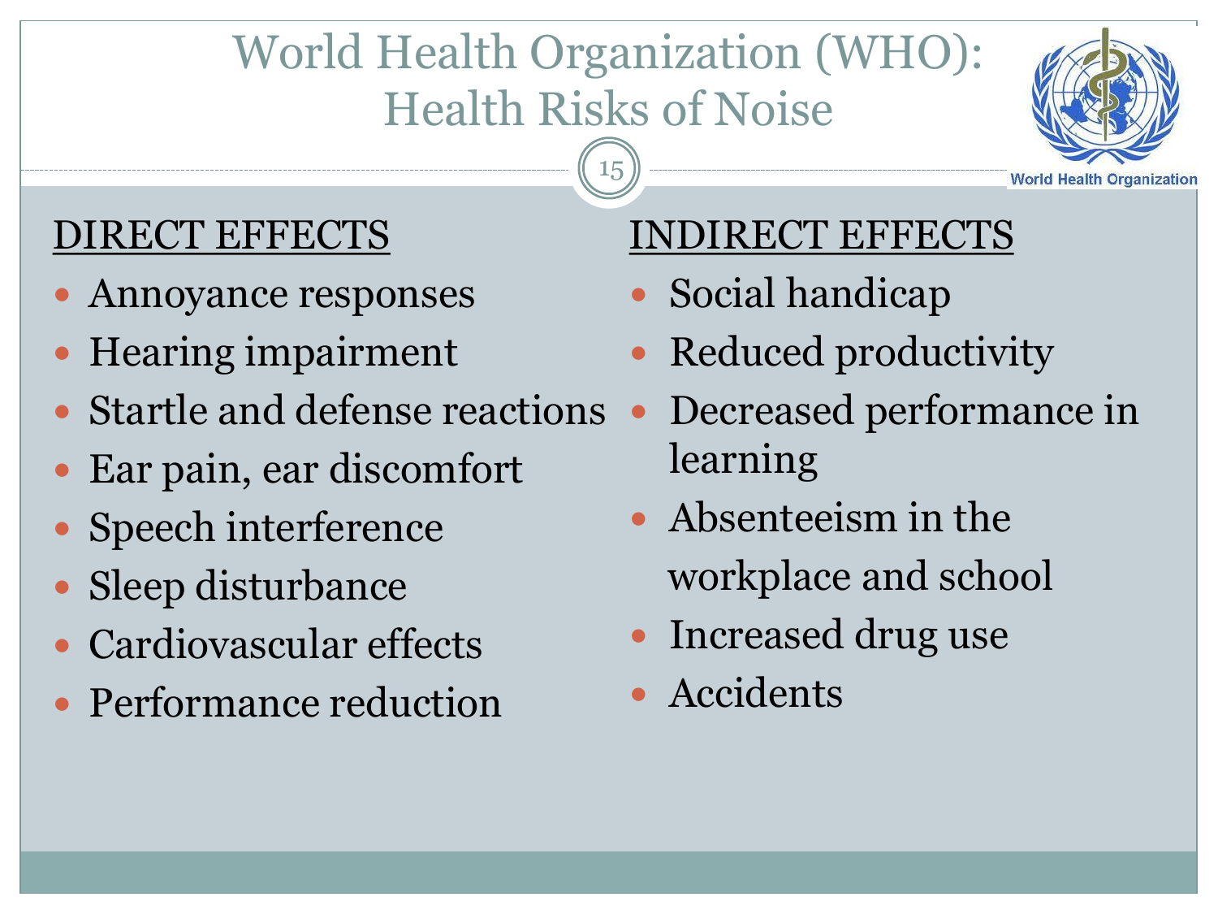# World Health Organization (WHO): Health Risks of Noise

## DIRECT EFFECTS

- Annoyance responses
- Hearing impairment
- Startle and defense reactions
- Ear pain, ear discomfort
- Speech interference
- Sleep disturbance
- Cardiovascular effects
- Performance reduction

## INDIRECT EFFECTS

- Social handicap
- Reduced productivity
- Decreased performance in learning
- Absenteeism in the workplace and school
- Increased drug use
- Accidents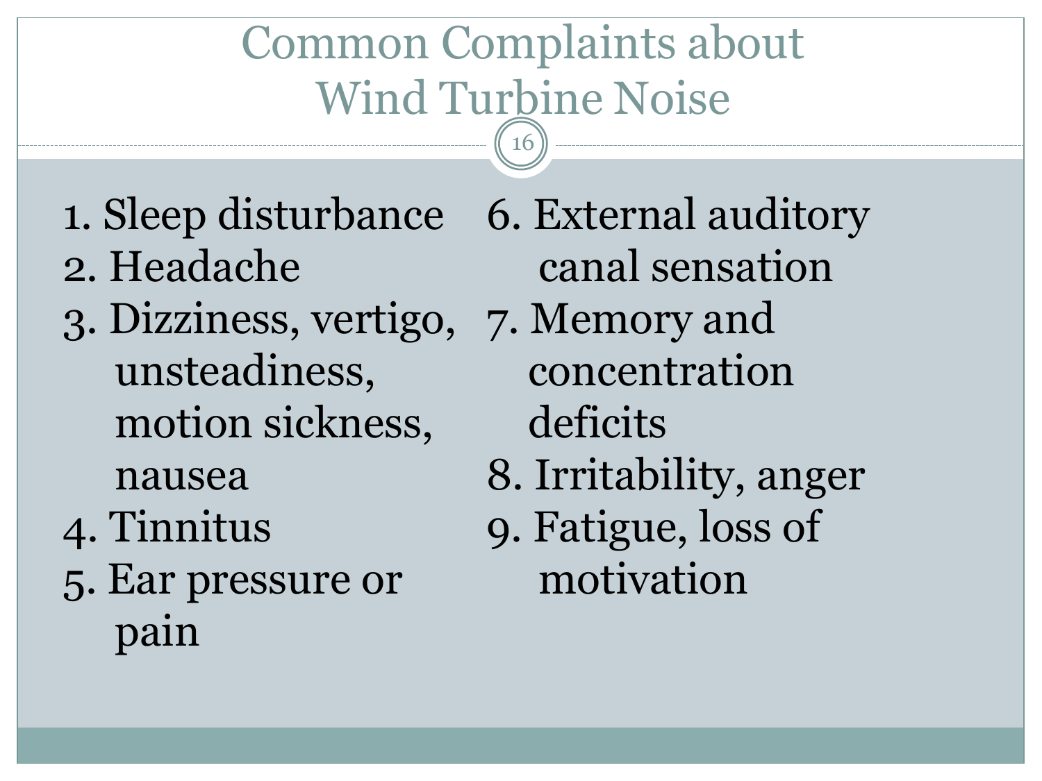# Common Complaints about Wind Turbine Noise

1. Sleep disturbance
2. Headache
3. Dizziness, vertigo, unsteadiness, motion sickness, nausea
4. Tinnitus
5. Ear pressure or pain
6. External auditory canal sensation
7. Memory and concentration deficits
8. Irritability, anger
9. Fatigue, loss of motivation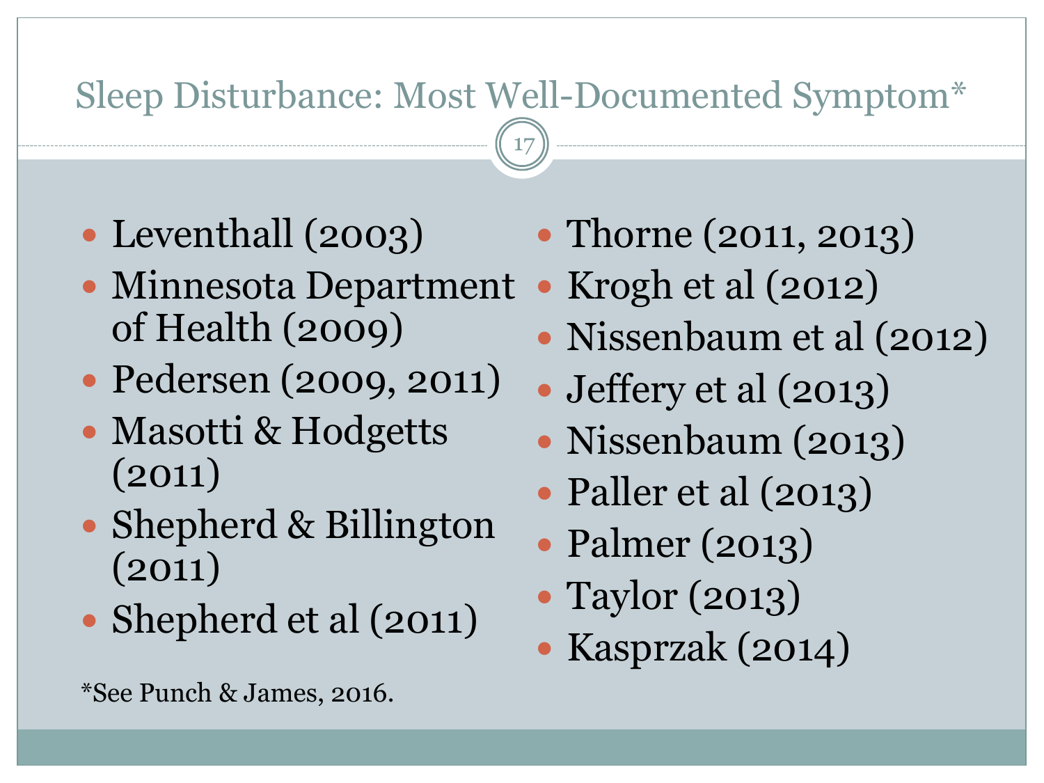# Sleep Disturbance: Most Well-Documented Symptom*

- Leventhall (2003)
- Minnesota Department of Health (2009)
- Pedersen (2009, 2011)
- Masotti & Hodgetts (2011)
- Shepherd & Billington (2011)
- Shepherd et al (2011)
- Thorne (2011, 2013)
- Krogh et al (2012)
- Nissenbaum et al (2012)
- Jeffery et al (2013)
- Nissenbaum (2013)
- Paller et al (2013)
- Palmer (2013)
- Taylor (2013)
- Kasprzak (2014)

*See Punch & James, 2016.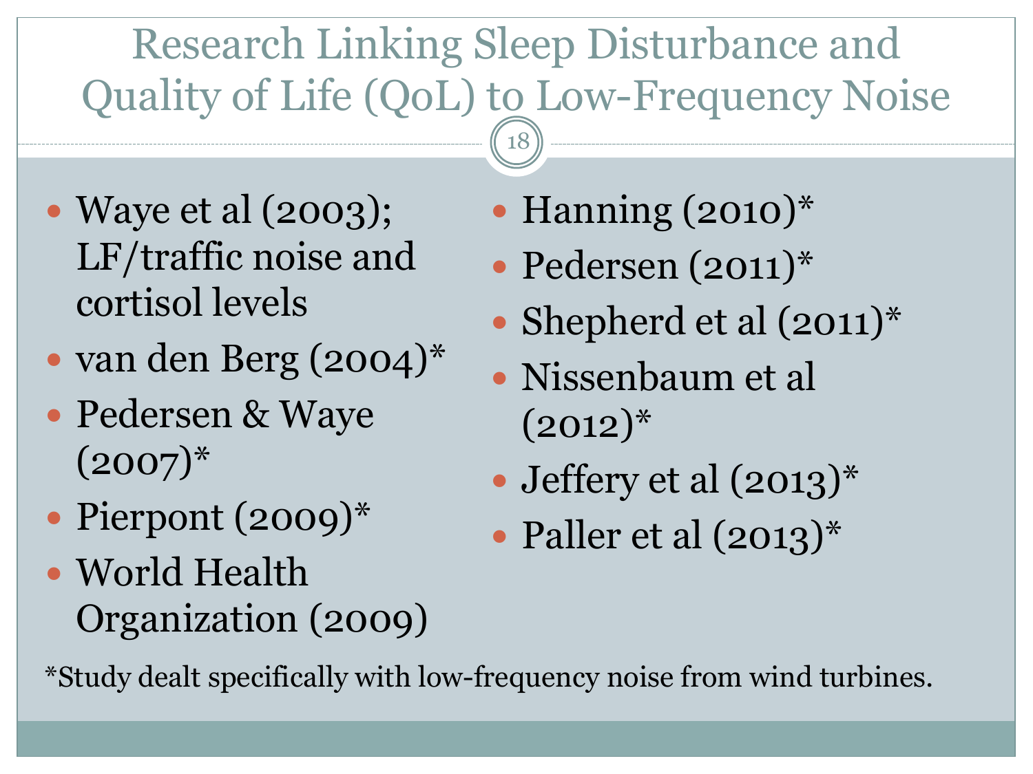# Research Linking Sleep Disturbance and Quality of Life (QoL) to Low-Frequency Noise

- Waye et al (2003); LF/traffic noise and cortisol levels
- van den Berg (2004)*
- Pedersen & Waye (2007)*
- Pierpont (2009)*
- World Health Organization (2009)
- Hanning (2010)*
- Pedersen (2011)*
- Shepherd et al (2011)*
- Nissenbaum et al (2012)*
- Jeffery et al (2013)*
- Paller et al (2013)*

*Study dealt specifically with low-frequency noise from wind turbines.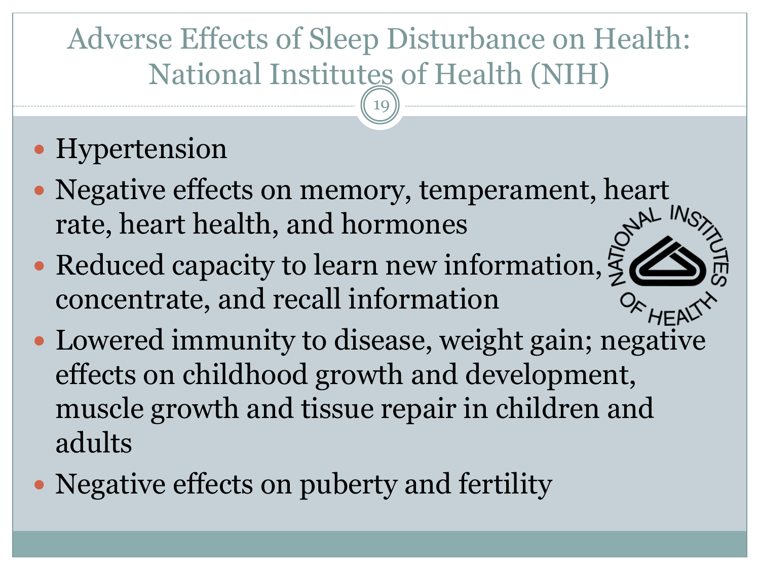# Adverse Effects of Sleep Disturbance on Health: National Institutes of Health (NIH)

- Hypertension
- Negative effects on memory, temperament, heart rate, heart health, and hormones
- Reduced capacity to learn new information, concentrate, and recall information
- Lowered immunity to disease, weight gain; negative effects on childhood growth and development, muscle growth and tissue repair in children and adults
- Negative effects on puberty and fertility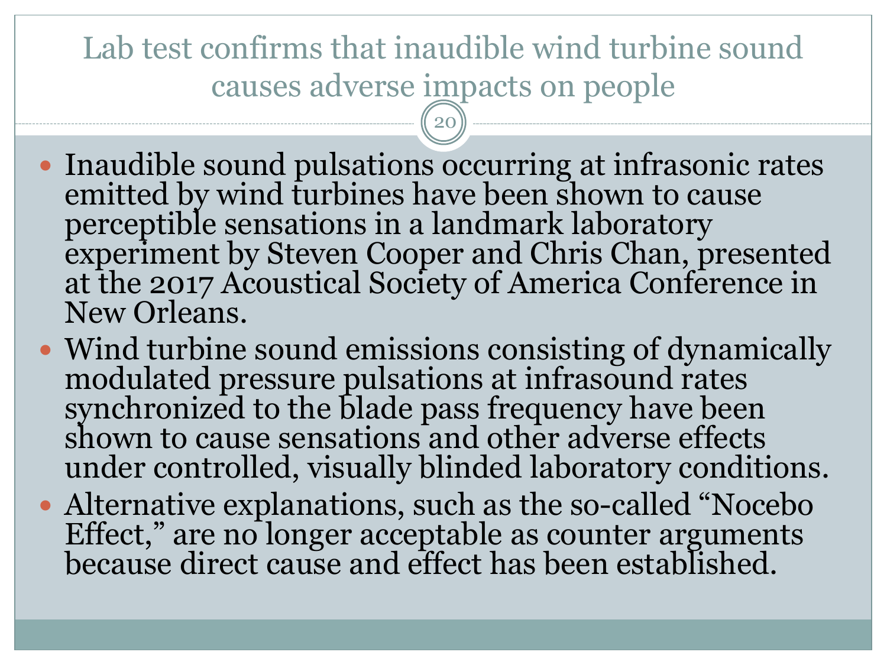# Lab test confirms that inaudible wind turbine sound causes adverse impacts on people

- Inaudible sound pulsations occurring at infrasonic rates emitted by wind turbines have been shown to cause perceptible sensations in a landmark laboratory experiment by Steven Cooper and Chris Chan, presented at the 2017 Acoustical Society of America Conference in New Orleans.
- Wind turbine sound emissions consisting of dynamically modulated pressure pulsations at infrasound rates synchronized to the blade pass frequency have been shown to cause sensations and other adverse effects under controlled, visually blinded laboratory conditions.
- Alternative explanations, such as the so-called "Nocebo Effect," are no longer acceptable as counter arguments because direct cause and effect has been established.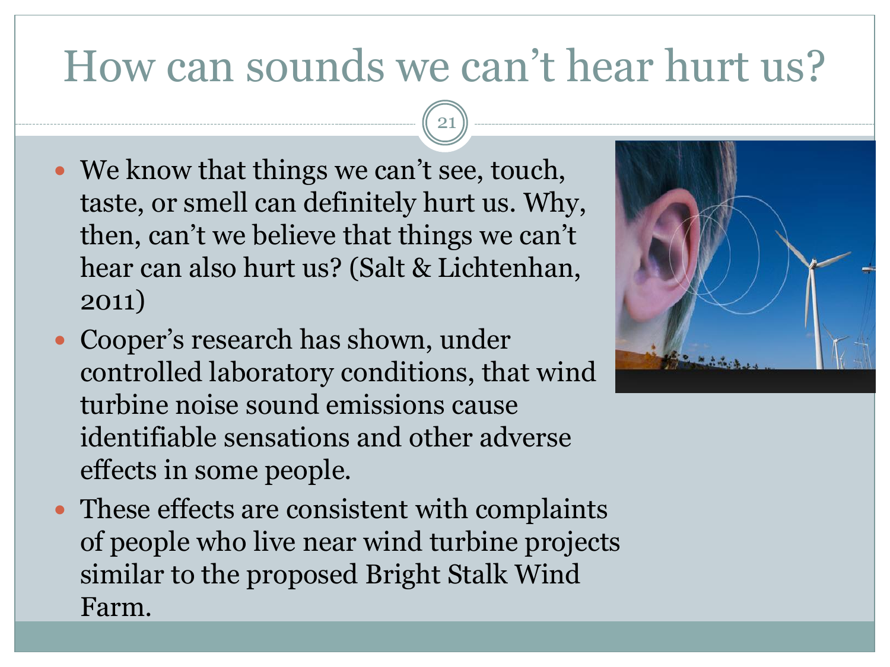# How can sounds we can't hear hurt us?

- We know that things we can't see, touch, taste, or smell can definitely hurt us. Why, then, can't we believe that things we can't hear can also hurt us? (Salt & Lichtenhan, 2011)
- Cooper's research has shown, under controlled laboratory conditions, that wind turbine noise sound emissions cause identifiable sensations and other adverse effects in some people.
- These effects are consistent with complaints of people who live near wind turbine projects similar to the proposed Bright Stalk Wind Farm.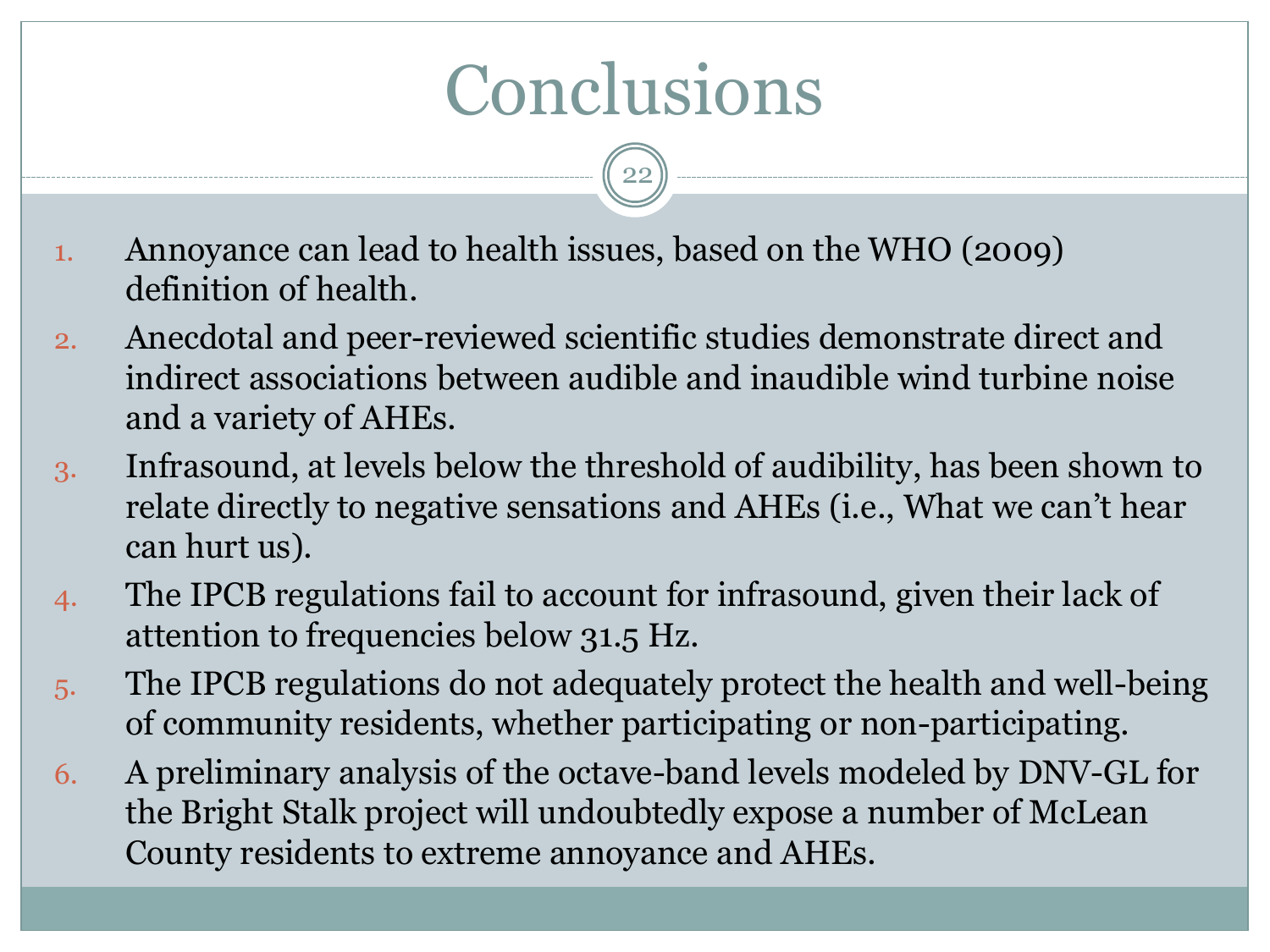# Conclusions

1. Annoyance can lead to health issues, based on the WHO (2009) definition of health.
2. Anecdotal and peer-reviewed scientific studies demonstrate direct and indirect associations between audible and inaudible wind turbine noise and a variety of AHEs.
3. Infrasound, at levels below the threshold of audibility, has been shown to relate directly to negative sensations and AHEs (i.e., What we can't hear can hurt us).
4. The IPCB regulations fail to account for infrasound, given their lack of attention to frequencies below 31.5 Hz.
5. The IPCB regulations do not adequately protect the health and well-being of community residents, whether participating or non-participating.
6. A preliminary analysis of the octave-band levels modeled by DNV-GL for the Bright Stalk project will undoubtedly expose a number of McLean County residents to extreme annoyance and AHEs.